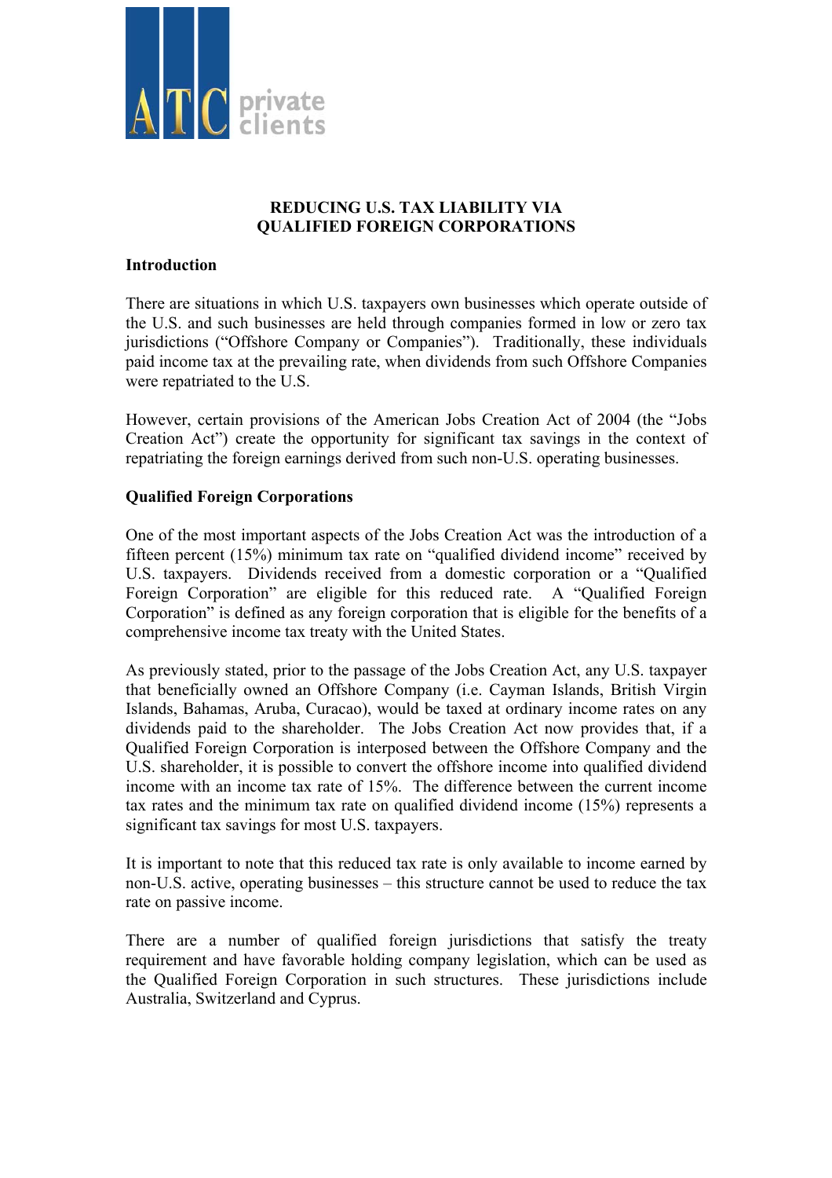# REDUCING U.S. TAX LIABILITY VIA QUALIFIED FOREIGN CORPORATIONS

## Introduction

There are situations in which U.S. taxpayers own businesses which operate outside of the U.S. and such businesses are held through companies formed in low or zero tax jurisdictions ("Offshore Company or Companies"). Traditionally, these individuals paid income tax at the prevailing rate, when dividends from such Offshore Companies were repatriated to the U.S.

However, certain provisions of the American Jobs Creation Act of 2004 (the "Jobs Creation Act") create the opportunity for significant tax savings in the context of repatriating the foreign earnings derived from such non-U.S. operating businesses.

## Qualified Foreign Corporations

One of the most important aspects of the Jobs Creation Act was the introduction of a fifteen percent (15%) minimum tax rate on "qualified dividend income" received by U.S. taxpayers. Dividends received from a domestic corporation or a "Qualified Foreign Corporation" are eligible for this reduced rate. A "Qualified Foreign Corporation" is defined as any foreign corporation that is eligible for the benefits of a comprehensive income tax treaty with the United States.

As previously stated, prior to the passage of the Jobs Creation Act, any U.S. taxpayer that beneficially owned an Offshore Company (i.e. Cayman Islands, British Virgin Islands, Bahamas, Aruba, Curacao), would be taxed at ordinary income rates on any dividends paid to the shareholder. The Jobs Creation Act now provides that, if a Qualified Foreign Corporation is interposed between the Offshore Company and the U.S. shareholder, it is possible to convert the offshore income into qualified dividend income with an income tax rate of 15%. The difference between the current income tax rates and the minimum tax rate on qualified dividend income (15%) represents a significant tax savings for most U.S. taxpayers.

It is important to note that this reduced tax rate is only available to income earned by non-U.S. active, operating businesses – this structure cannot be used to reduce the tax rate on passive income.

There are a number of qualified foreign jurisdictions that satisfy the treaty requirement and have favorable holding company legislation, which can be used as the Qualified Foreign Corporation in such structures. These jurisdictions include Australia, Switzerland and Cyprus.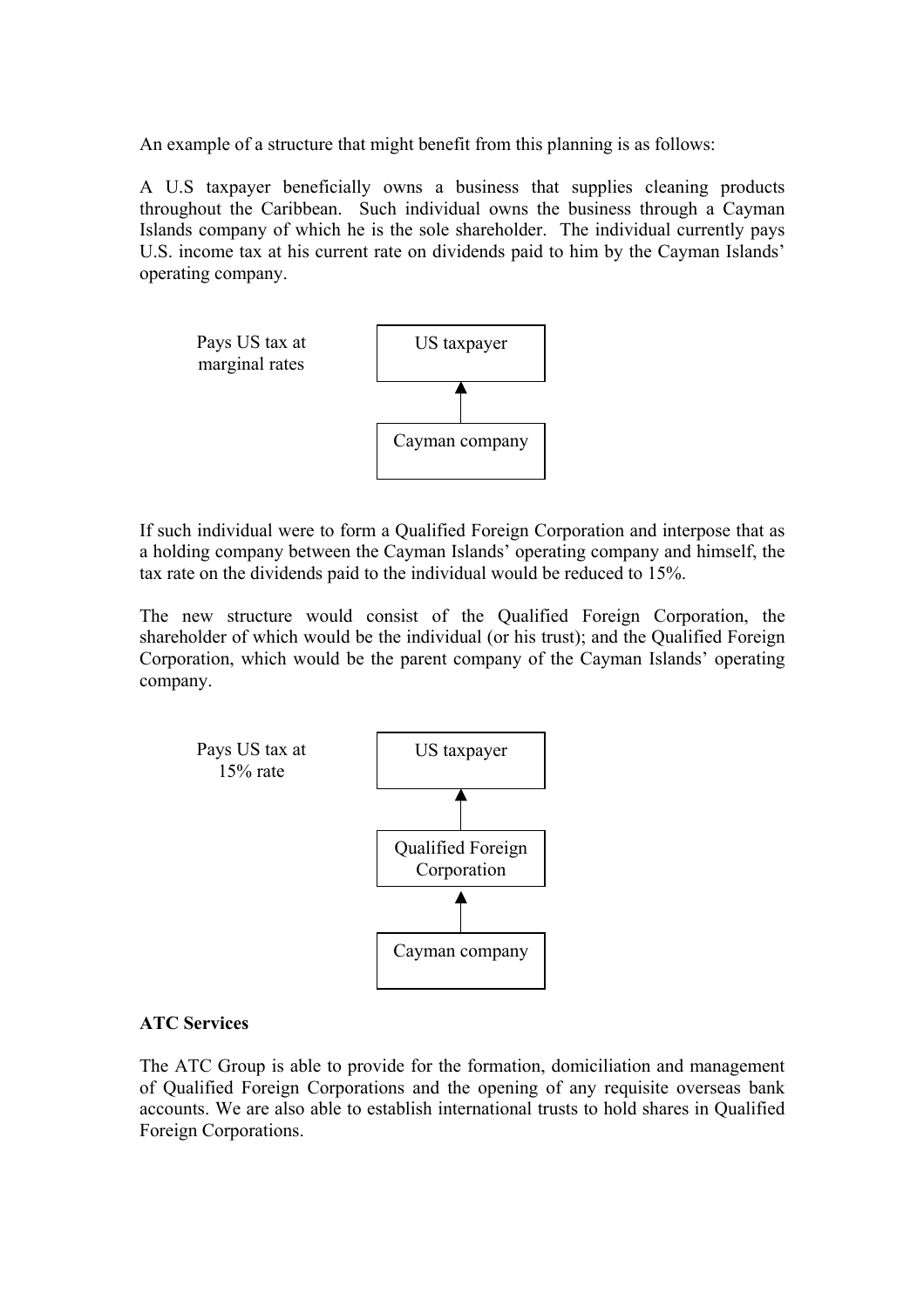An example of a structure that might benefit from this planning is as follows:

A U.S taxpayer beneficially owns a business that supplies cleaning products throughout the Caribbean. Such individual owns the business through a Cayman Islands company of which he is the sole shareholder. The individual currently pays U.S. income tax at his current rate on dividends paid to him by the Cayman Islands' operating company.

```
Pays US tax at        US taxpayer
marginal rates             ▲
                           |
                     Cayman company
```

If such individual were to form a Qualified Foreign Corporation and interpose that as a holding company between the Cayman Islands' operating company and himself, the tax rate on the dividends paid to the individual would be reduced to 15%.

The new structure would consist of the Qualified Foreign Corporation, the shareholder of which would be the individual (or his trust); and the Qualified Foreign Corporation, which would be the parent company of the Cayman Islands' operating company.

```
Pays US tax at        US taxpayer
15% rate                   ▲
                           |
                   Qualified Foreign
                      Corporation
                           ▲
                           |
                     Cayman company
```

**ATC Services**

The ATC Group is able to provide for the formation, domiciliation and management of Qualified Foreign Corporations and the opening of any requisite overseas bank accounts. We are also able to establish international trusts to hold shares in Qualified Foreign Corporations.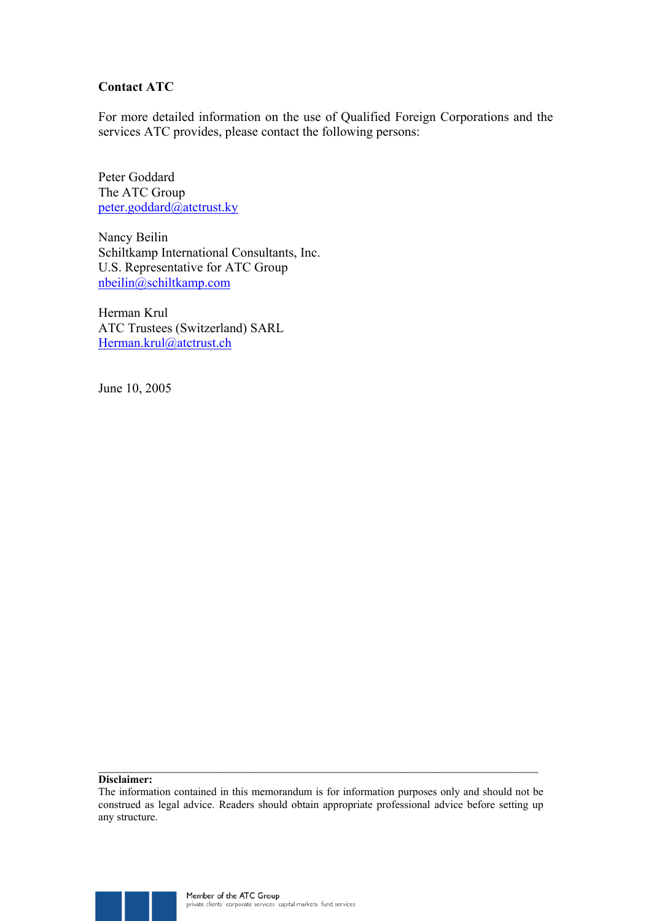**Contact ATC**

For more detailed information on the use of Qualified Foreign Corporations and the services ATC provides, please contact the following persons:

Peter Goddard
The ATC Group
peter.goddard@atctrust.ky

Nancy Beilin
Schiltkamp International Consultants, Inc.
U.S. Representative for ATC Group
nbeilin@schiltkamp.com

Herman Krul
ATC Trustees (Switzerland) SARL
Herman.krul@atctrust.ch

June 10, 2005

---

**Disclaimer:**
The information contained in this memorandum is for information purposes only and should not be construed as legal advice. Readers should obtain appropriate professional advice before setting up any structure.